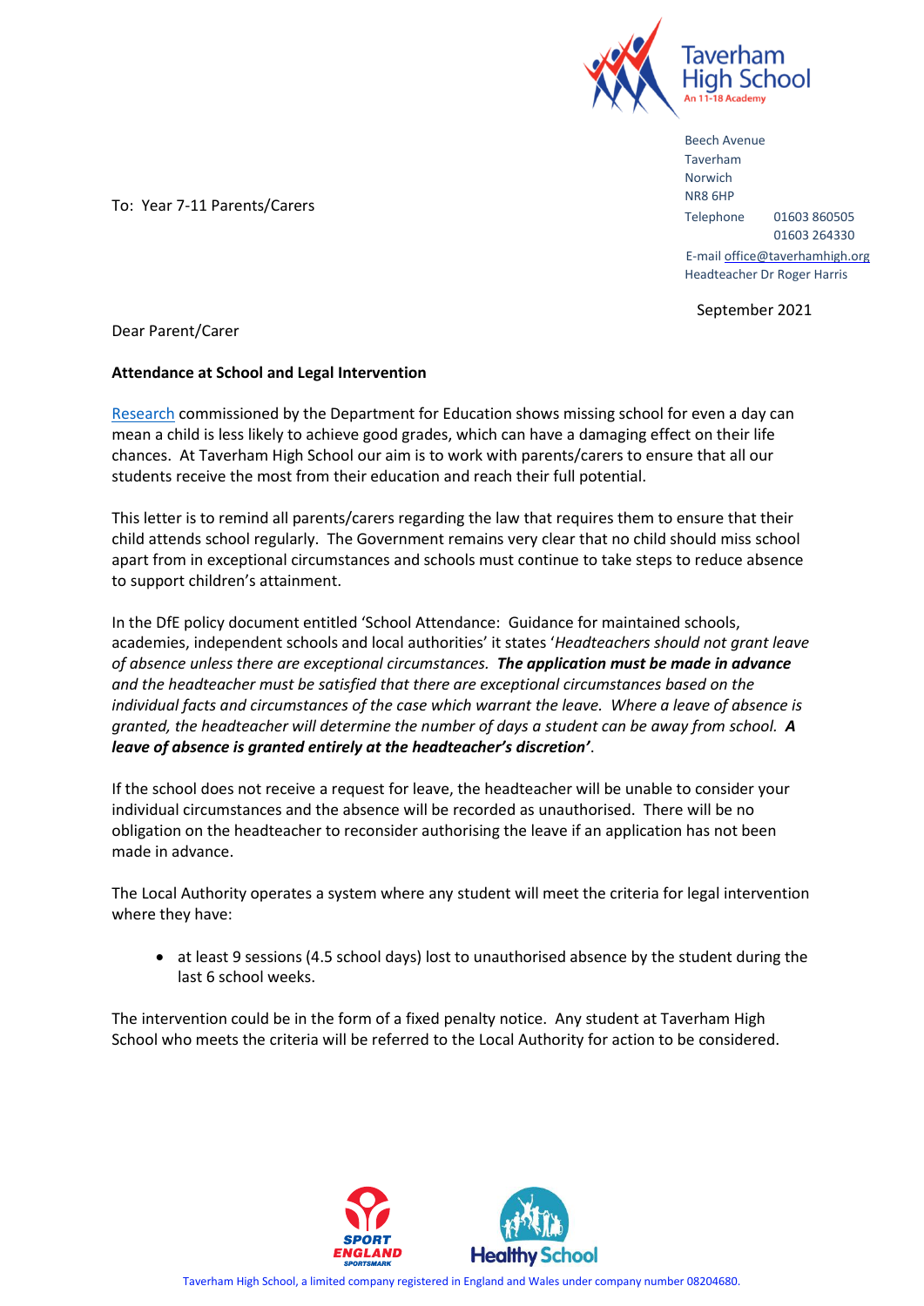Taverham High School
An 11-18 Academy

Beech Avenue
Taverham
Norwich
NR8 6HP
Telephone 01603 860505
01603 264330
E-mail office@taverhamhigh.org
Headteacher Dr Roger Harris

To: Year 7-11 Parents/Carers

September 2021

Dear Parent/Carer

**Attendance at School and Legal Intervention**

Research commissioned by the Department for Education shows missing school for even a day can mean a child is less likely to achieve good grades, which can have a damaging effect on their life chances. At Taverham High School our aim is to work with parents/carers to ensure that all our students receive the most from their education and reach their full potential.

This letter is to remind all parents/carers regarding the law that requires them to ensure that their child attends school regularly. The Government remains very clear that no child should miss school apart from in exceptional circumstances and schools must continue to take steps to reduce absence to support children's attainment.

In the DfE policy document entitled 'School Attendance: Guidance for maintained schools, academies, independent schools and local authorities' it states '*Headteachers should not grant leave of absence unless there are exceptional circumstances.* ***The application must be made in advance*** *and the headteacher must be satisfied that there are exceptional circumstances based on the individual facts and circumstances of the case which warrant the leave. Where a leave of absence is granted, the headteacher will determine the number of days a student can be away from school.* ***A leave of absence is granted entirely at the headteacher's discretion***'.

If the school does not receive a request for leave, the headteacher will be unable to consider your individual circumstances and the absence will be recorded as unauthorised. There will be no obligation on the headteacher to reconsider authorising the leave if an application has not been made in advance.

The Local Authority operates a system where any student will meet the criteria for legal intervention where they have:

- at least 9 sessions (4.5 school days) lost to unauthorised absence by the student during the last 6 school weeks.

The intervention could be in the form of a fixed penalty notice. Any student at Taverham High School who meets the criteria will be referred to the Local Authority for action to be considered.

Taverham High School, a limited company registered in England and Wales under company number 08204680.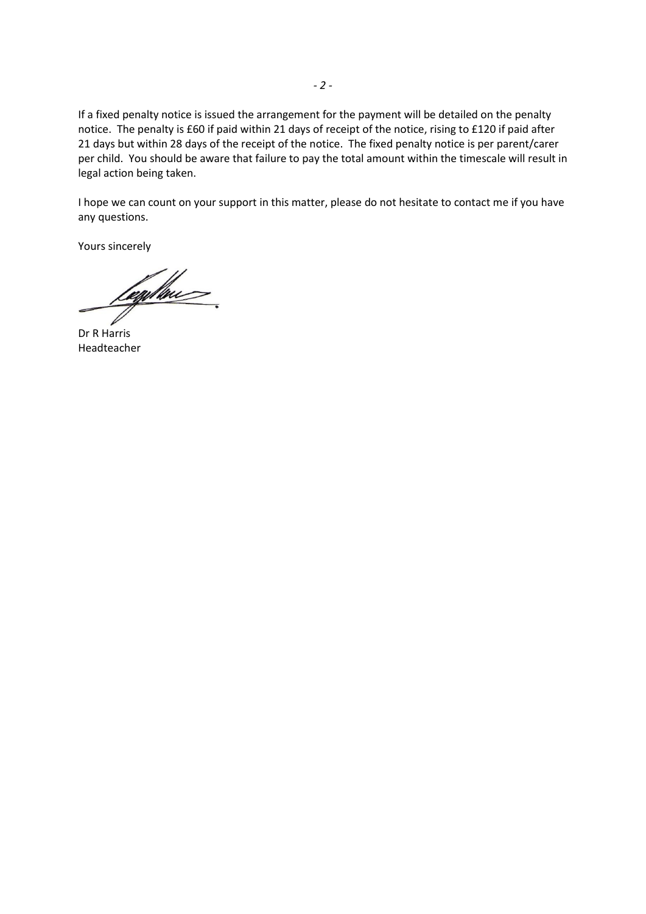If a fixed penalty notice is issued the arrangement for the payment will be detailed on the penalty notice. The penalty is £60 if paid within 21 days of receipt of the notice, rising to £120 if paid after 21 days but within 28 days of the receipt of the notice. The fixed penalty notice is per parent/carer per child. You should be aware that failure to pay the total amount within the timescale will result in legal action being taken.

I hope we can count on your support in this matter, please do not hesitate to contact me if you have any questions.

Yours sincerely

Dr R Harris
Headteacher